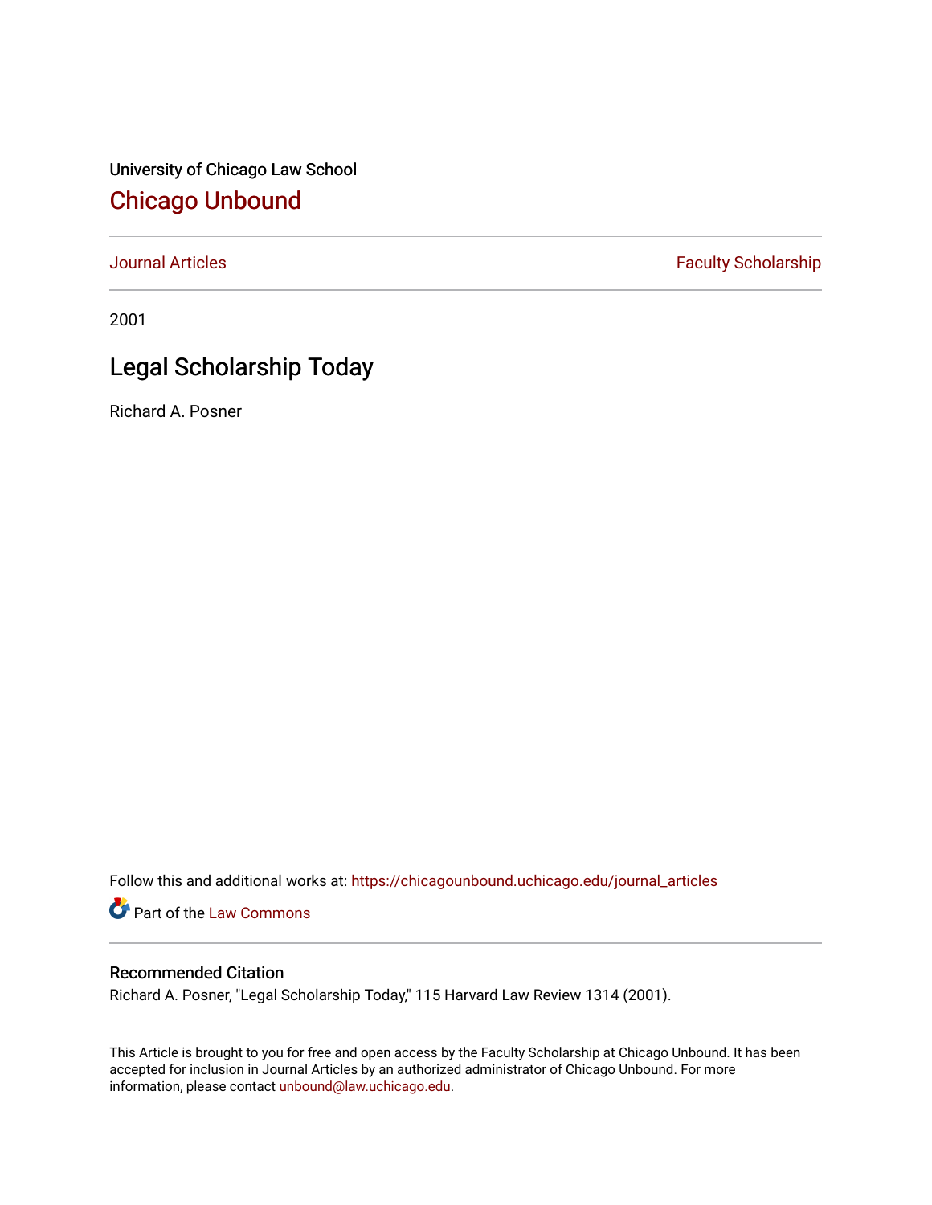University of Chicago Law School

## Chicago Unbound

Journal Articles | Faculty Scholarship

2001

# Legal Scholarship Today

Richard A. Posner

Follow this and additional works at: https://chicagounbound.uchicago.edu/journal_articles

Part of the Law Commons

### Recommended Citation

Richard A. Posner, "Legal Scholarship Today," 115 Harvard Law Review 1314 (2001).

This Article is brought to you for free and open access by the Faculty Scholarship at Chicago Unbound. It has been accepted for inclusion in Journal Articles by an authorized administrator of Chicago Unbound. For more information, please contact unbound@law.uchicago.edu.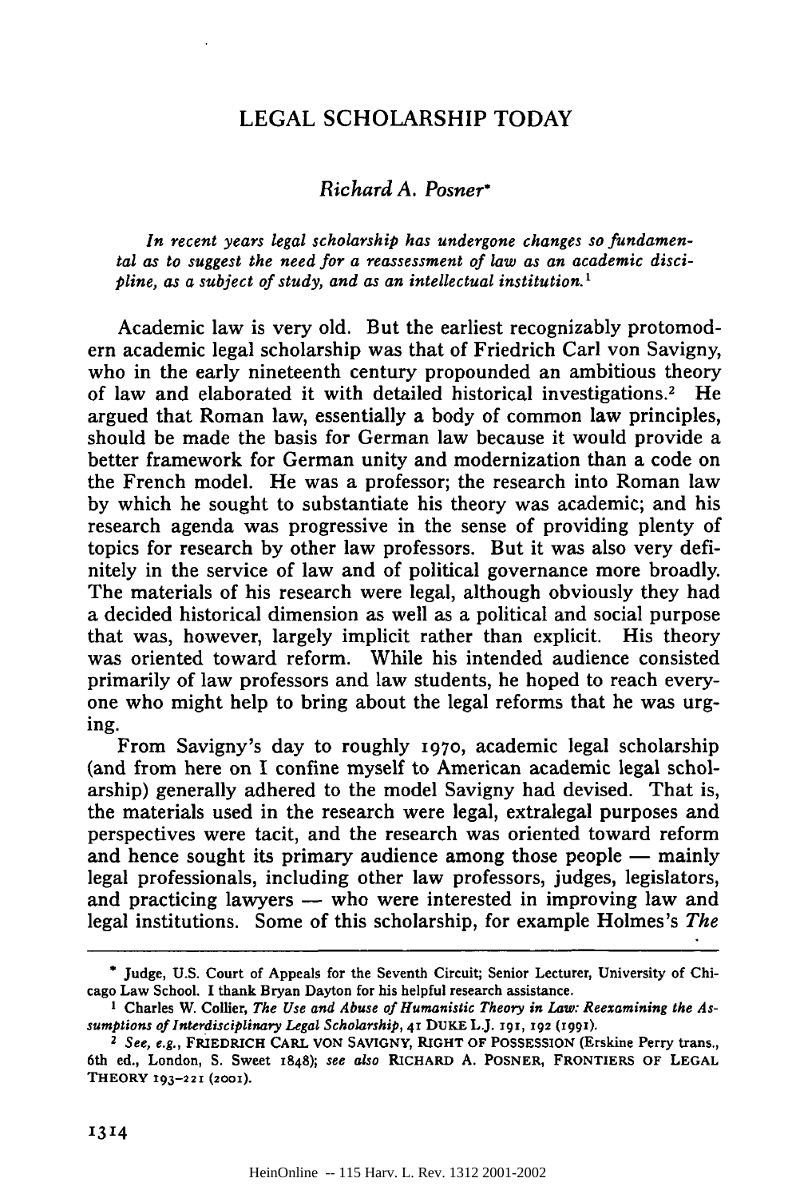# LEGAL SCHOLARSHIP TODAY

*Richard A. Posner\**

*In recent years legal scholarship has undergone changes so fundamental as to suggest the need for a reassessment of law as an academic discipline, as a subject of study, and as an intellectual institution.*[1]

Academic law is very old. But the earliest recognizably protomodern academic legal scholarship was that of Friedrich Carl von Savigny, who in the early nineteenth century propounded an ambitious theory of law and elaborated it with detailed historical investigations.[2] He argued that Roman law, essentially a body of common law principles, should be made the basis for German law because it would provide a better framework for German unity and modernization than a code on the French model. He was a professor; the research into Roman law by which he sought to substantiate his theory was academic; and his research agenda was progressive in the sense of providing plenty of topics for research by other law professors. But it was also very definitely in the service of law and of political governance more broadly. The materials of his research were legal, although obviously they had a decided historical dimension as well as a political and social purpose that was, however, largely implicit rather than explicit. His theory was oriented toward reform. While his intended audience consisted primarily of law professors and law students, he hoped to reach everyone who might help to bring about the legal reforms that he was urging.

From Savigny's day to roughly 1970, academic legal scholarship (and from here on I confine myself to American academic legal scholarship) generally adhered to the model Savigny had devised. That is, the materials used in the research were legal, extralegal purposes and perspectives were tacit, and the research was oriented toward reform and hence sought its primary audience among those people — mainly legal professionals, including other law professors, judges, legislators, and practicing lawyers — who were interested in improving law and legal institutions. Some of this scholarship, for example Holmes's *The*

---

\* Judge, U.S. Court of Appeals for the Seventh Circuit; Senior Lecturer, University of Chicago Law School. I thank Bryan Dayton for his helpful research assistance.

[1] Charles W. Collier, *The Use and Abuse of Humanistic Theory in Law: Reexamining the Assumptions of Interdisciplinary Legal Scholarship*, 41 DUKE L.J. 191, 192 (1991).

[2] *See, e.g.*, FRIEDRICH CARL VON SAVIGNY, RIGHT OF POSSESSION (Erskine Perry trans., 6th ed., London, S. Sweet 1848); *see also* RICHARD A. POSNER, FRONTIERS OF LEGAL THEORY 193–221 (2001).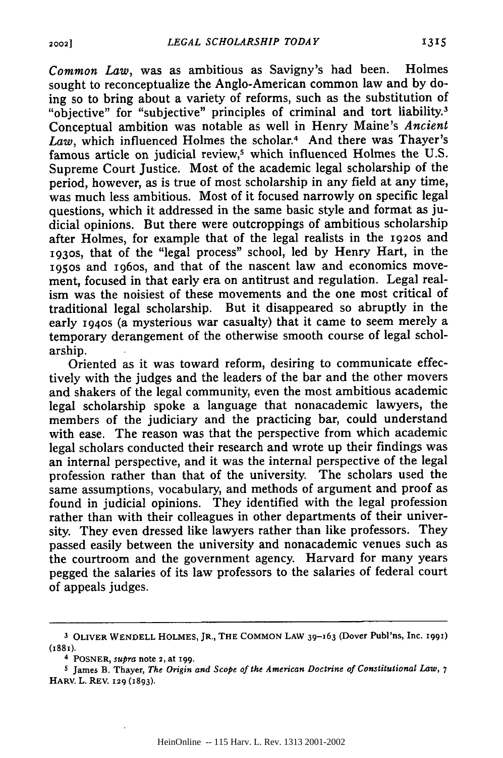*Common Law*, was as ambitious as Savigny's had been. Holmes sought to reconceptualize the Anglo-American common law and by doing so to bring about a variety of reforms, such as the substitution of "objective" for "subjective" principles of criminal and tort liability.[3] Conceptual ambition was notable as well in Henry Maine's *Ancient Law*, which influenced Holmes the scholar.[4] And there was Thayer's famous article on judicial review,[5] which influenced Holmes the U.S. Supreme Court Justice. Most of the academic legal scholarship of the period, however, as is true of most scholarship in any field at any time, was much less ambitious. Most of it focused narrowly on specific legal questions, which it addressed in the same basic style and format as judicial opinions. But there were outcroppings of ambitious scholarship after Holmes, for example that of the legal realists in the 1920s and 1930s, that of the "legal process" school, led by Henry Hart, in the 1950s and 1960s, and that of the nascent law and economics movement, focused in that early era on antitrust and regulation. Legal realism was the noisiest of these movements and the one most critical of traditional legal scholarship. But it disappeared so abruptly in the early 1940s (a mysterious war casualty) that it came to seem merely a temporary derangement of the otherwise smooth course of legal scholarship.

Oriented as it was toward reform, desiring to communicate effectively with the judges and the leaders of the bar and the other movers and shakers of the legal community, even the most ambitious academic legal scholarship spoke a language that nonacademic lawyers, the members of the judiciary and the practicing bar, could understand with ease. The reason was that the perspective from which academic legal scholars conducted their research and wrote up their findings was an internal perspective, and it was the internal perspective of the legal profession rather than that of the university. The scholars used the same assumptions, vocabulary, and methods of argument and proof as found in judicial opinions. They identified with the legal profession rather than with their colleagues in other departments of their university. They even dressed like lawyers rather than like professors. They passed easily between the university and nonacademic venues such as the courtroom and the government agency. Harvard for many years pegged the salaries of its law professors to the salaries of federal court of appeals judges.

---

[3] OLIVER WENDELL HOLMES, JR., THE COMMON LAW 39–163 (Dover Publ'ns, Inc. 1991) (1881).

[4] POSNER, *supra* note 2, at 199.

[5] James B. Thayer, *The Origin and Scope of the American Doctrine of Constitutional Law*, 7 HARV. L. REV. 129 (1893).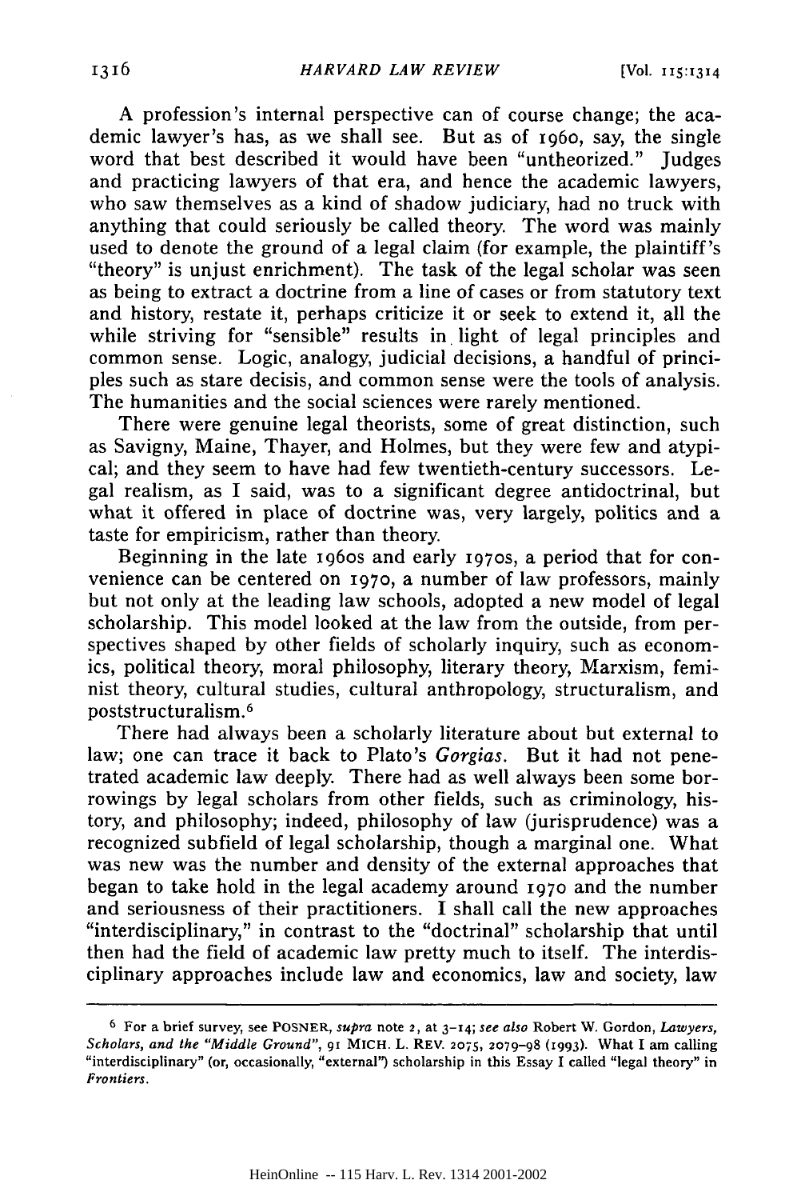A profession's internal perspective can of course change; the academic lawyer's has, as we shall see. But as of 1960, say, the single word that best described it would have been "untheorized." Judges and practicing lawyers of that era, and hence the academic lawyers, who saw themselves as a kind of shadow judiciary, had no truck with anything that could seriously be called theory. The word was mainly used to denote the ground of a legal claim (for example, the plaintiff's "theory" is unjust enrichment). The task of the legal scholar was seen as being to extract a doctrine from a line of cases or from statutory text and history, restate it, perhaps criticize it or seek to extend it, all the while striving for "sensible" results in light of legal principles and common sense. Logic, analogy, judicial decisions, a handful of principles such as stare decisis, and common sense were the tools of analysis. The humanities and the social sciences were rarely mentioned.

There were genuine legal theorists, some of great distinction, such as Savigny, Maine, Thayer, and Holmes, but they were few and atypical; and they seem to have had few twentieth-century successors. Legal realism, as I said, was to a significant degree antidoctrinal, but what it offered in place of doctrine was, very largely, politics and a taste for empiricism, rather than theory.

Beginning in the late 1960s and early 1970s, a period that for convenience can be centered on 1970, a number of law professors, mainly but not only at the leading law schools, adopted a new model of legal scholarship. This model looked at the law from the outside, from perspectives shaped by other fields of scholarly inquiry, such as economics, political theory, moral philosophy, literary theory, Marxism, feminist theory, cultural studies, cultural anthropology, structuralism, and poststructuralism.[6]

There had always been a scholarly literature about but external to law; one can trace it back to Plato's *Gorgias*. But it had not penetrated academic law deeply. There had as well always been some borrowings by legal scholars from other fields, such as criminology, history, and philosophy; indeed, philosophy of law (jurisprudence) was a recognized subfield of legal scholarship, though a marginal one. What was new was the number and density of the external approaches that began to take hold in the legal academy around 1970 and the number and seriousness of their practitioners. I shall call the new approaches "interdisciplinary," in contrast to the "doctrinal" scholarship that until then had the field of academic law pretty much to itself. The interdisciplinary approaches include law and economics, law and society, law

---

[6] For a brief survey, see POSNER, *supra* note 2, at 3–14; *see also* Robert W. Gordon, *Lawyers, Scholars, and the "Middle Ground"*, 91 MICH. L. REV. 2075, 2079–98 (1993). What I am calling "interdisciplinary" (or, occasionally, "external") scholarship in this Essay I called "legal theory" in *Frontiers*.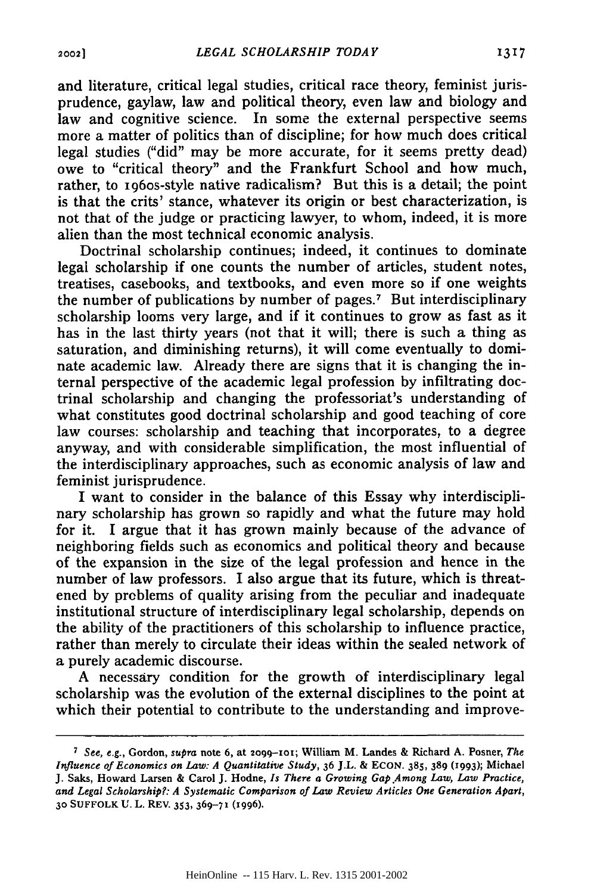and literature, critical legal studies, critical race theory, feminist jurisprudence, gaylaw, law and political theory, even law and biology and law and cognitive science. In some the external perspective seems more a matter of politics than of discipline; for how much does critical legal studies ("did" may be more accurate, for it seems pretty dead) owe to "critical theory" and the Frankfurt School and how much, rather, to 1960s-style native radicalism? But this is a detail; the point is that the crits' stance, whatever its origin or best characterization, is not that of the judge or practicing lawyer, to whom, indeed, it is more alien than the most technical economic analysis.

Doctrinal scholarship continues; indeed, it continues to dominate legal scholarship if one counts the number of articles, student notes, treatises, casebooks, and textbooks, and even more so if one weights the number of publications by number of pages.[7] But interdisciplinary scholarship looms very large, and if it continues to grow as fast as it has in the last thirty years (not that it will; there is such a thing as saturation, and diminishing returns), it will come eventually to dominate academic law. Already there are signs that it is changing the internal perspective of the academic legal profession by infiltrating doctrinal scholarship and changing the professoriat's understanding of what constitutes good doctrinal scholarship and good teaching of core law courses: scholarship and teaching that incorporates, to a degree anyway, and with considerable simplification, the most influential of the interdisciplinary approaches, such as economic analysis of law and feminist jurisprudence.

I want to consider in the balance of this Essay why interdisciplinary scholarship has grown so rapidly and what the future may hold for it. I argue that it has grown mainly because of the advance of neighboring fields such as economics and political theory and because of the expansion in the size of the legal profession and hence in the number of law professors. I also argue that its future, which is threatened by problems of quality arising from the peculiar and inadequate institutional structure of interdisciplinary legal scholarship, depends on the ability of the practitioners of this scholarship to influence practice, rather than merely to circulate their ideas within the sealed network of a purely academic discourse.

A necessary condition for the growth of interdisciplinary legal scholarship was the evolution of the external disciplines to the point at which their potential to contribute to the understanding and improve-

---

[7] *See, e.g.*, Gordon, *supra* note 6, at 2099–101; William M. Landes & Richard A. Posner, *The Influence of Economics on Law: A Quantitative Study*, 36 J.L. & ECON. 385, 389 (1993); Michael J. Saks, Howard Larsen & Carol J. Hodne, *Is There a Growing Gap Among Law, Law Practice, and Legal Scholarship?: A Systematic Comparison of Law Review Articles One Generation Apart*, 30 SUFFOLK U. L. REV. 353, 369–71 (1996).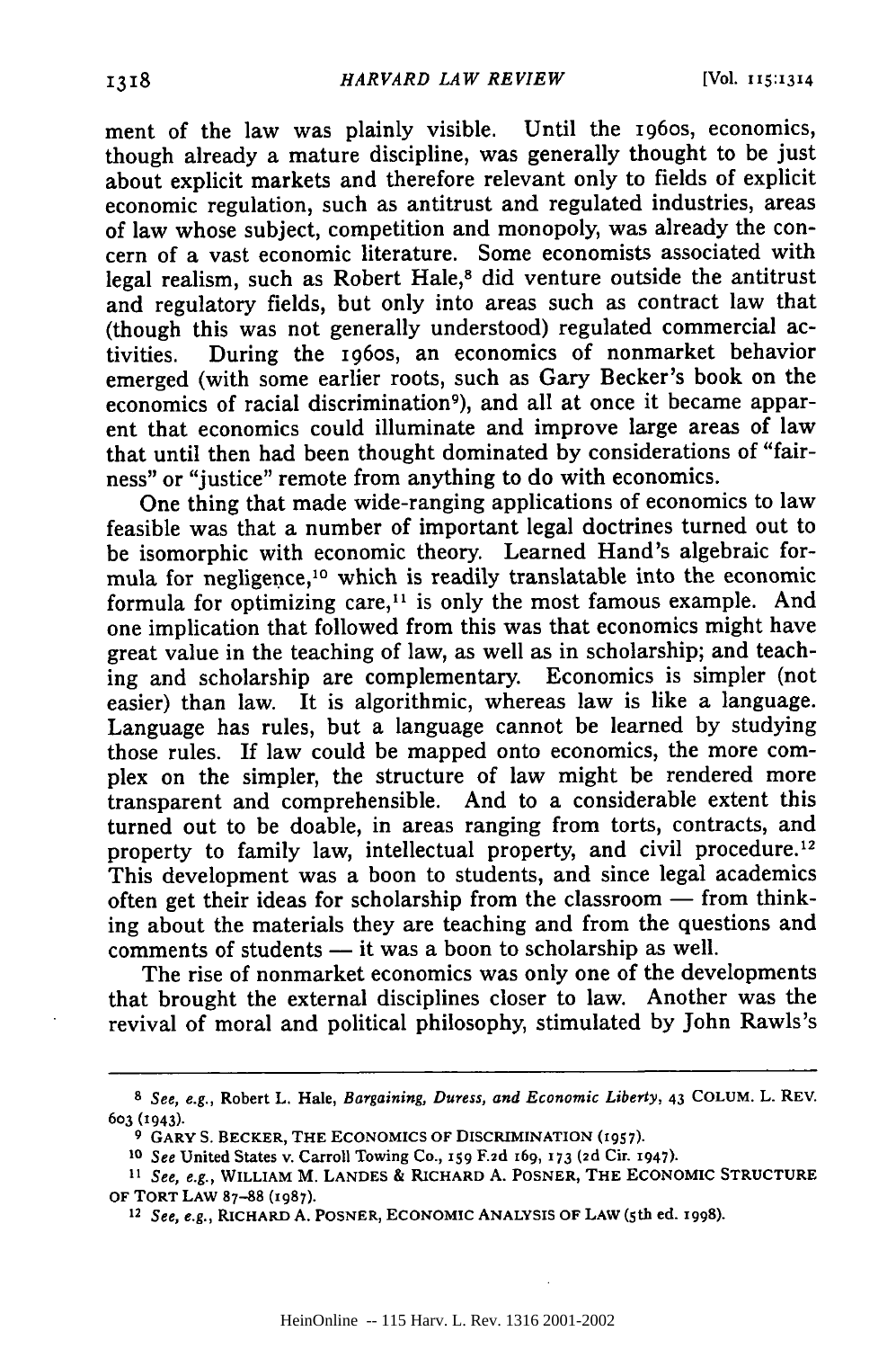ment of the law was plainly visible. Until the 1960s, economics, though already a mature discipline, was generally thought to be just about explicit markets and therefore relevant only to fields of explicit economic regulation, such as antitrust and regulated industries, areas of law whose subject, competition and monopoly, was already the concern of a vast economic literature. Some economists associated with legal realism, such as Robert Hale,[8] did venture outside the antitrust and regulatory fields, but only into areas such as contract law that (though this was not generally understood) regulated commercial activities. During the 1960s, an economics of nonmarket behavior emerged (with some earlier roots, such as Gary Becker's book on the economics of racial discrimination[9]), and all at once it became apparent that economics could illuminate and improve large areas of law that until then had been thought dominated by considerations of "fairness" or "justice" remote from anything to do with economics.

One thing that made wide-ranging applications of economics to law feasible was that a number of important legal doctrines turned out to be isomorphic with economic theory. Learned Hand's algebraic formula for negligence,[10] which is readily translatable into the economic formula for optimizing care,[11] is only the most famous example. And one implication that followed from this was that economics might have great value in the teaching of law, as well as in scholarship; and teaching and scholarship are complementary. Economics is simpler (not easier) than law. It is algorithmic, whereas law is like a language. Language has rules, but a language cannot be learned by studying those rules. If law could be mapped onto economics, the more complex on the simpler, the structure of law might be rendered more transparent and comprehensible. And to a considerable extent this turned out to be doable, in areas ranging from torts, contracts, and property to family law, intellectual property, and civil procedure.[12] This development was a boon to students, and since legal academics often get their ideas for scholarship from the classroom — from thinking about the materials they are teaching and from the questions and comments of students — it was a boon to scholarship as well.

The rise of nonmarket economics was only one of the developments that brought the external disciplines closer to law. Another was the revival of moral and political philosophy, stimulated by John Rawls's

---

[8] *See, e.g.*, Robert L. Hale, *Bargaining, Duress, and Economic Liberty*, 43 COLUM. L. REV. 603 (1943).

[9] GARY S. BECKER, THE ECONOMICS OF DISCRIMINATION (1957).

[10] *See* United States v. Carroll Towing Co., 159 F.2d 169, 173 (2d Cir. 1947).

[11] *See, e.g.*, WILLIAM M. LANDES & RICHARD A. POSNER, THE ECONOMIC STRUCTURE OF TORT LAW 87–88 (1987).

[12] *See, e.g.*, RICHARD A. POSNER, ECONOMIC ANALYSIS OF LAW (5th ed. 1998).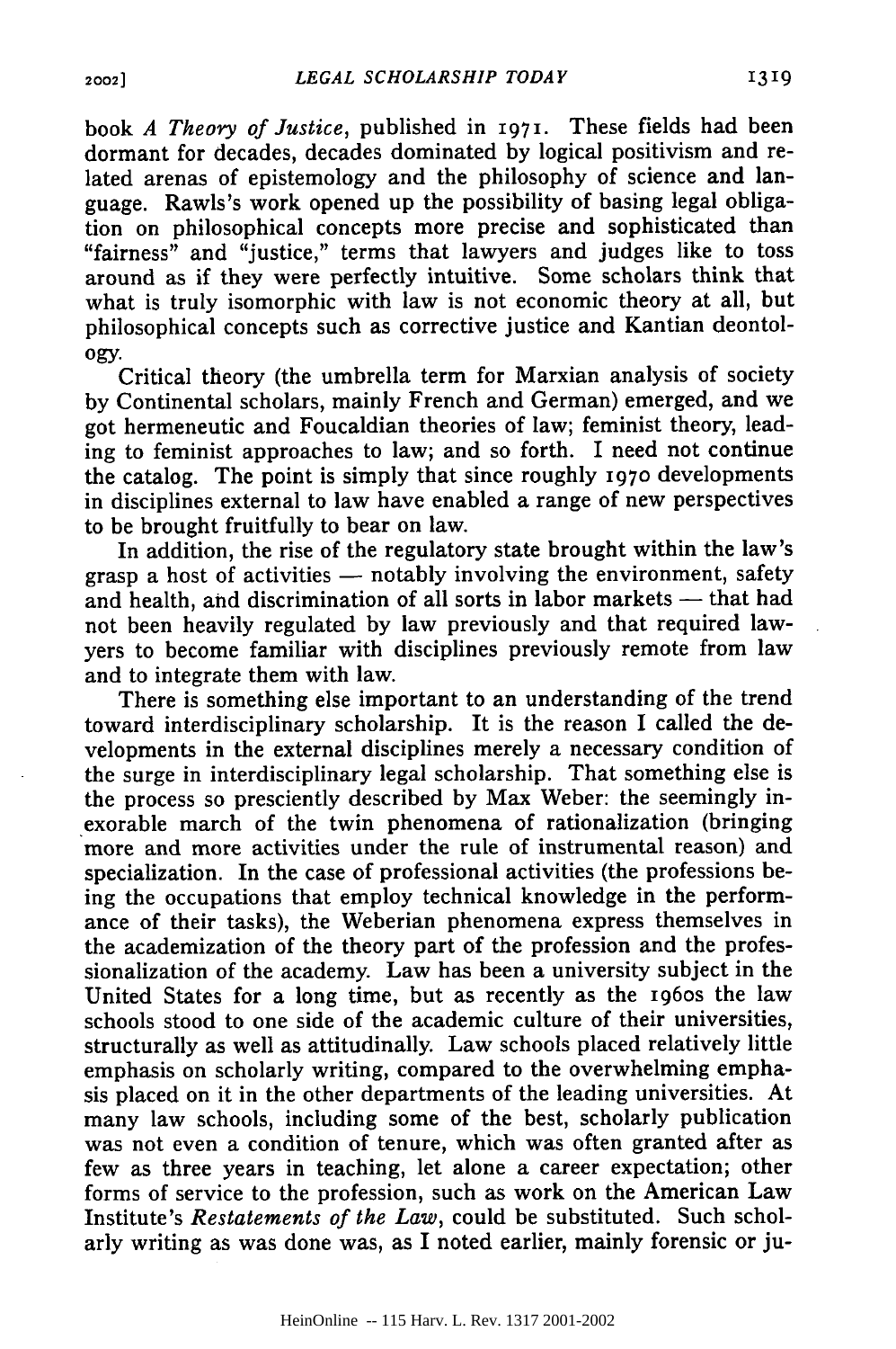book *A Theory of Justice*, published in 1971. These fields had been dormant for decades, decades dominated by logical positivism and related arenas of epistemology and the philosophy of science and language. Rawls's work opened up the possibility of basing legal obligation on philosophical concepts more precise and sophisticated than "fairness" and "justice," terms that lawyers and judges like to toss around as if they were perfectly intuitive. Some scholars think that what is truly isomorphic with law is not economic theory at all, but philosophical concepts such as corrective justice and Kantian deontology.

Critical theory (the umbrella term for Marxian analysis of society by Continental scholars, mainly French and German) emerged, and we got hermeneutic and Foucaldian theories of law; feminist theory, leading to feminist approaches to law; and so forth. I need not continue the catalog. The point is simply that since roughly 1970 developments in disciplines external to law have enabled a range of new perspectives to be brought fruitfully to bear on law.

In addition, the rise of the regulatory state brought within the law's grasp a host of activities — notably involving the environment, safety and health, and discrimination of all sorts in labor markets — that had not been heavily regulated by law previously and that required lawyers to become familiar with disciplines previously remote from law and to integrate them with law.

There is something else important to an understanding of the trend toward interdisciplinary scholarship. It is the reason I called the developments in the external disciplines merely a necessary condition of the surge in interdisciplinary legal scholarship. That something else is the process so presciently described by Max Weber: the seemingly inexorable march of the twin phenomena of rationalization (bringing more and more activities under the rule of instrumental reason) and specialization. In the case of professional activities (the professions being the occupations that employ technical knowledge in the performance of their tasks), the Weberian phenomena express themselves in the academization of the theory part of the profession and the professionalization of the academy. Law has been a university subject in the United States for a long time, but as recently as the 1960s the law schools stood to one side of the academic culture of their universities, structurally as well as attitudinally. Law schools placed relatively little emphasis on scholarly writing, compared to the overwhelming emphasis placed on it in the other departments of the leading universities. At many law schools, including some of the best, scholarly publication was not even a condition of tenure, which was often granted after as few as three years in teaching, let alone a career expectation; other forms of service to the profession, such as work on the American Law Institute's *Restatements of the Law*, could be substituted. Such scholarly writing as was done was, as I noted earlier, mainly forensic or ju-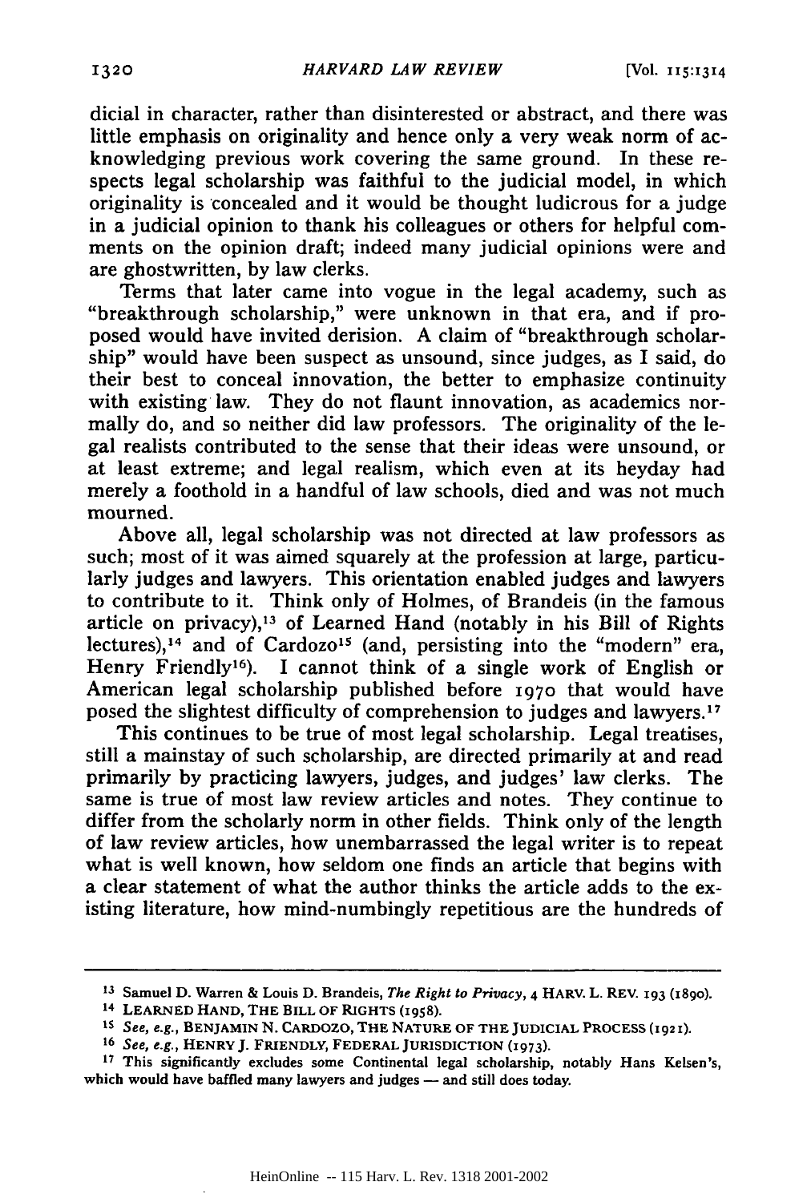dicial in character, rather than disinterested or abstract, and there was little emphasis on originality and hence only a very weak norm of acknowledging previous work covering the same ground. In these respects legal scholarship was faithful to the judicial model, in which originality is concealed and it would be thought ludicrous for a judge in a judicial opinion to thank his colleagues or others for helpful comments on the opinion draft; indeed many judicial opinions were and are ghostwritten, by law clerks.

Terms that later came into vogue in the legal academy, such as "breakthrough scholarship," were unknown in that era, and if proposed would have invited derision. A claim of "breakthrough scholarship" would have been suspect as unsound, since judges, as I said, do their best to conceal innovation, the better to emphasize continuity with existing law. They do not flaunt innovation, as academics normally do, and so neither did law professors. The originality of the legal realists contributed to the sense that their ideas were unsound, or at least extreme; and legal realism, which even at its heyday had merely a foothold in a handful of law schools, died and was not much mourned.

Above all, legal scholarship was not directed at law professors as such; most of it was aimed squarely at the profession at large, particularly judges and lawyers. This orientation enabled judges and lawyers to contribute to it. Think only of Holmes, of Brandeis (in the famous article on privacy),[13] of Learned Hand (notably in his Bill of Rights lectures),[14] and of Cardozo[15] (and, persisting into the "modern" era, Henry Friendly[16]). I cannot think of a single work of English or American legal scholarship published before 1970 that would have posed the slightest difficulty of comprehension to judges and lawyers.[17]

This continues to be true of most legal scholarship. Legal treatises, still a mainstay of such scholarship, are directed primarily at and read primarily by practicing lawyers, judges, and judges' law clerks. The same is true of most law review articles and notes. They continue to differ from the scholarly norm in other fields. Think only of the length of law review articles, how unembarrassed the legal writer is to repeat what is well known, how seldom one finds an article that begins with a clear statement of what the author thinks the article adds to the existing literature, how mind-numbingly repetitious are the hundreds of

---

[13] Samuel D. Warren & Louis D. Brandeis, *The Right to Privacy*, 4 HARV. L. REV. 193 (1890).

[14] LEARNED HAND, THE BILL OF RIGHTS (1958).

[15] *See, e.g.*, BENJAMIN N. CARDOZO, THE NATURE OF THE JUDICIAL PROCESS (1921).

[16] *See, e.g.*, HENRY J. FRIENDLY, FEDERAL JURISDICTION (1973).

[17] This significantly excludes some Continental legal scholarship, notably Hans Kelsen's, which would have baffled many lawyers and judges — and still does today.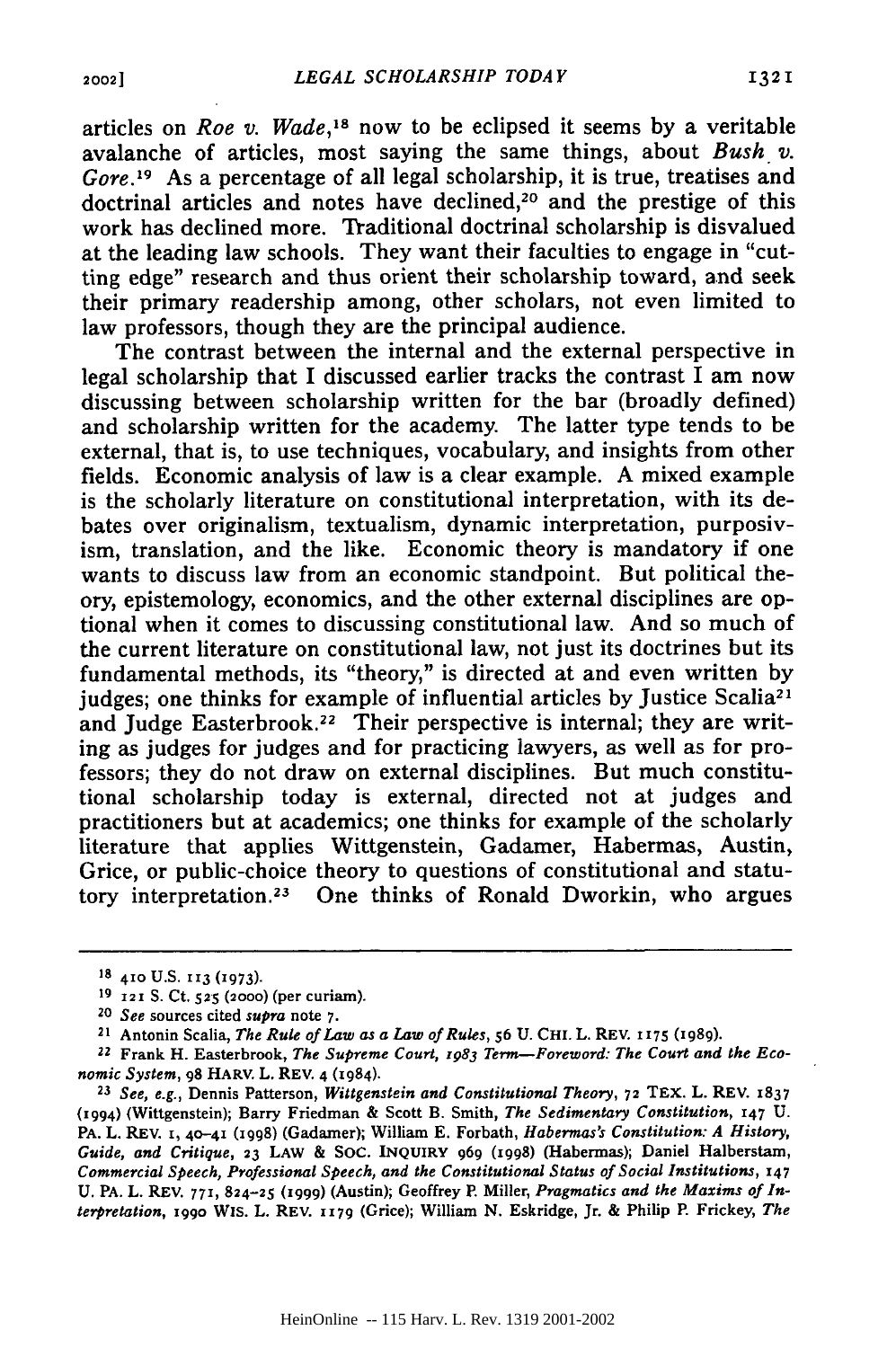articles on *Roe v. Wade*,[18] now to be eclipsed it seems by a veritable avalanche of articles, most saying the same things, about *Bush v. Gore*.[19] As a percentage of all legal scholarship, it is true, treatises and doctrinal articles and notes have declined,[20] and the prestige of this work has declined more. Traditional doctrinal scholarship is disvalued at the leading law schools. They want their faculties to engage in "cutting edge" research and thus orient their scholarship toward, and seek their primary readership among, other scholars, not even limited to law professors, though they are the principal audience.

The contrast between the internal and the external perspective in legal scholarship that I discussed earlier tracks the contrast I am now discussing between scholarship written for the bar (broadly defined) and scholarship written for the academy. The latter type tends to be external, that is, to use techniques, vocabulary, and insights from other fields. Economic analysis of law is a clear example. A mixed example is the scholarly literature on constitutional interpretation, with its debates over originalism, textualism, dynamic interpretation, purposivism, translation, and the like. Economic theory is mandatory if one wants to discuss law from an economic standpoint. But political theory, epistemology, economics, and the other external disciplines are optional when it comes to discussing constitutional law. And so much of the current literature on constitutional law, not just its doctrines but its fundamental methods, its "theory," is directed at and even written by judges; one thinks for example of influential articles by Justice Scalia[21] and Judge Easterbrook.[22] Their perspective is internal; they are writing as judges for judges and for practicing lawyers, as well as for professors; they do not draw on external disciplines. But much constitutional scholarship today is external, directed not at judges and practitioners but at academics; one thinks for example of the scholarly literature that applies Wittgenstein, Gadamer, Habermas, Austin, Grice, or public-choice theory to questions of constitutional and statutory interpretation.[23] One thinks of Ronald Dworkin, who argues

---

[18] 410 U.S. 113 (1973).

[19] 121 S. Ct. 525 (2000) (per curiam).

[20] *See* sources cited *supra* note 7.

[21] Antonin Scalia, *The Rule of Law as a Law of Rules*, 56 U. CHI. L. REV. 1175 (1989).

[22] Frank H. Easterbrook, *The Supreme Court, 1983 Term—Foreword: The Court and the Economic System*, 98 HARV. L. REV. 4 (1984).

[23] *See, e.g.*, Dennis Patterson, *Wittgenstein and Constitutional Theory*, 72 TEX. L. REV. 1837 (1994) (Wittgenstein); Barry Friedman & Scott B. Smith, *The Sedimentary Constitution*, 147 U. PA. L. REV. 1, 40–41 (1998) (Gadamer); William E. Forbath, *Habermas's Constitution: A History, Guide, and Critique*, 23 LAW & SOC. INQUIRY 969 (1998) (Habermas); Daniel Halberstam, *Commercial Speech, Professional Speech, and the Constitutional Status of Social Institutions*, 147 U. PA. L. REV. 771, 824–25 (1999) (Austin); Geoffrey P. Miller, *Pragmatics and the Maxims of Interpretation*, 1990 WIS. L. REV. 1179 (Grice); William N. Eskridge, Jr. & Philip P. Frickey, *The*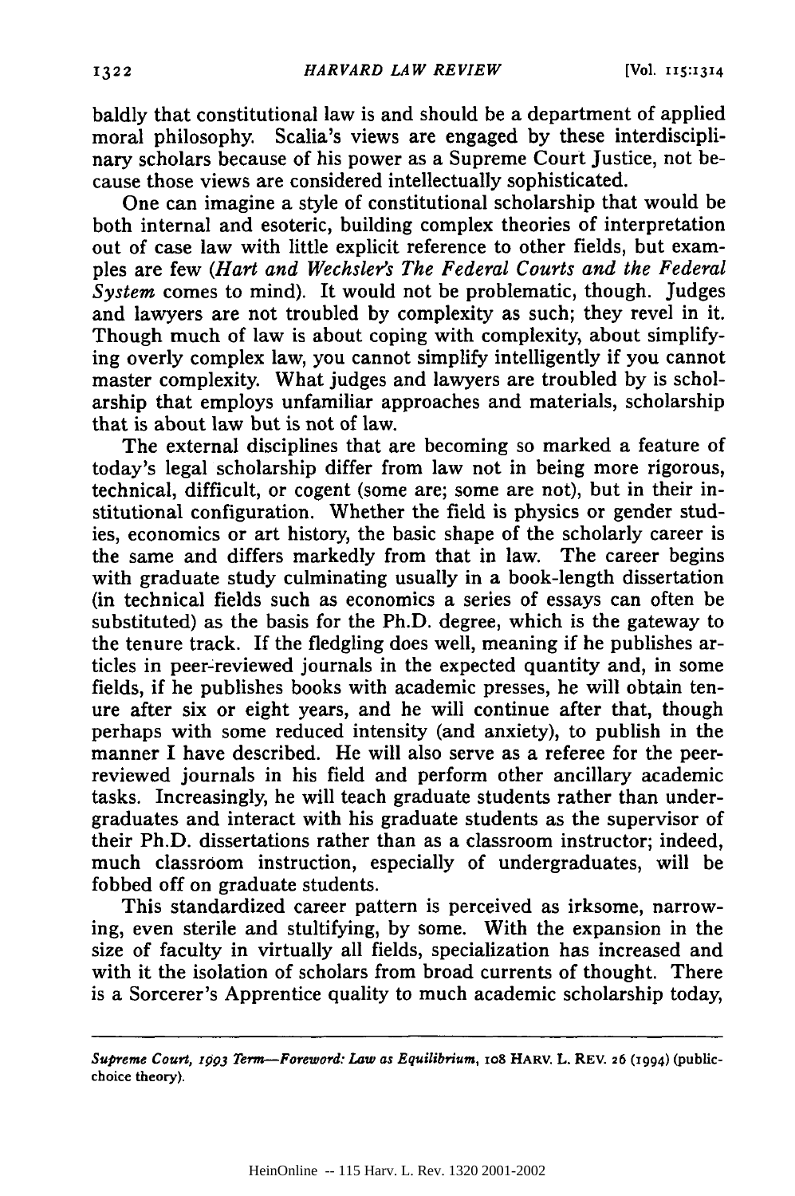baldly that constitutional law is and should be a department of applied moral philosophy. Scalia's views are engaged by these interdisciplinary scholars because of his power as a Supreme Court Justice, not because those views are considered intellectually sophisticated.

One can imagine a style of constitutional scholarship that would be both internal and esoteric, building complex theories of interpretation out of case law with little explicit reference to other fields, but examples are few (*Hart and Wechsler's The Federal Courts and the Federal System* comes to mind). It would not be problematic, though. Judges and lawyers are not troubled by complexity as such; they revel in it. Though much of law is about coping with complexity, about simplifying overly complex law, you cannot simplify intelligently if you cannot master complexity. What judges and lawyers are troubled by is scholarship that employs unfamiliar approaches and materials, scholarship that is about law but is not of law.

The external disciplines that are becoming so marked a feature of today's legal scholarship differ from law not in being more rigorous, technical, difficult, or cogent (some are; some are not), but in their institutional configuration. Whether the field is physics or gender studies, economics or art history, the basic shape of the scholarly career is the same and differs markedly from that in law. The career begins with graduate study culminating usually in a book-length dissertation (in technical fields such as economics a series of essays can often be substituted) as the basis for the Ph.D. degree, which is the gateway to the tenure track. If the fledgling does well, meaning if he publishes articles in peer-reviewed journals in the expected quantity and, in some fields, if he publishes books with academic presses, he will obtain tenure after six or eight years, and he will continue after that, though perhaps with some reduced intensity (and anxiety), to publish in the manner I have described. He will also serve as a referee for the peer-reviewed journals in his field and perform other ancillary academic tasks. Increasingly, he will teach graduate students rather than undergraduates and interact with his graduate students as the supervisor of their Ph.D. dissertations rather than as a classroom instructor; indeed, much classroom instruction, especially of undergraduates, will be fobbed off on graduate students.

This standardized career pattern is perceived as irksome, narrowing, even sterile and stultifying, by some. With the expansion in the size of faculty in virtually all fields, specialization has increased and with it the isolation of scholars from broad currents of thought. There is a Sorcerer's Apprentice quality to much academic scholarship today,

---

*Supreme Court, 1993 Term—Foreword: Law as Equilibrium*, 108 HARV. L. REV. 26 (1994) (public-choice theory).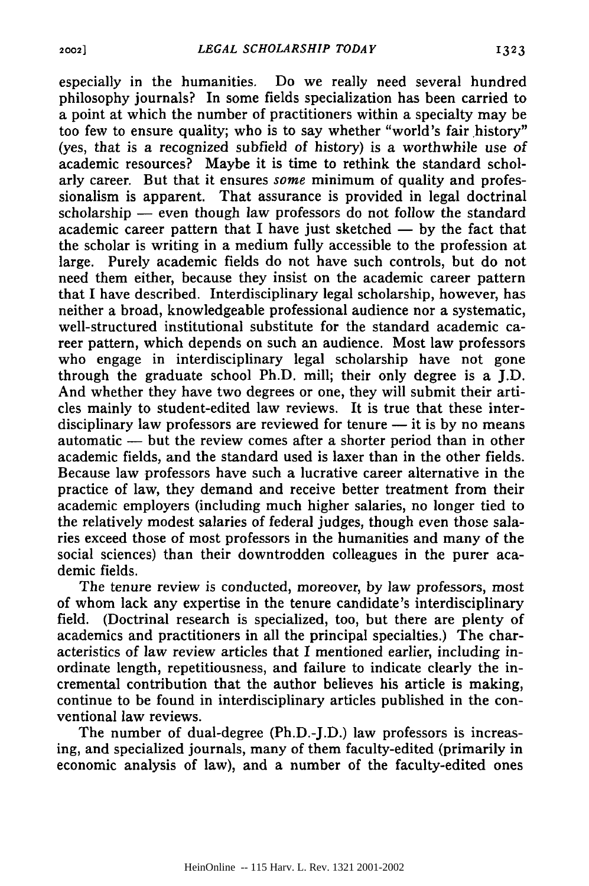especially in the humanities. Do we really need several hundred philosophy journals? In some fields specialization has been carried to a point at which the number of practitioners within a specialty may be too few to ensure quality; who is to say whether "world's fair history" (yes, that is a recognized subfield of history) is a worthwhile use of academic resources? Maybe it is time to rethink the standard scholarly career. But that it ensures *some* minimum of quality and professionalism is apparent. That assurance is provided in legal doctrinal scholarship — even though law professors do not follow the standard academic career pattern that I have just sketched — by the fact that the scholar is writing in a medium fully accessible to the profession at large. Purely academic fields do not have such controls, but do not need them either, because they insist on the academic career pattern that I have described. Interdisciplinary legal scholarship, however, has neither a broad, knowledgeable professional audience nor a systematic, well-structured institutional substitute for the standard academic career pattern, which depends on such an audience. Most law professors who engage in interdisciplinary legal scholarship have not gone through the graduate school Ph.D. mill; their only degree is a J.D. And whether they have two degrees or one, they will submit their articles mainly to student-edited law reviews. It is true that these interdisciplinary law professors are reviewed for tenure — it is by no means automatic — but the review comes after a shorter period than in other academic fields, and the standard used is laxer than in the other fields. Because law professors have such a lucrative career alternative in the practice of law, they demand and receive better treatment from their academic employers (including much higher salaries, no longer tied to the relatively modest salaries of federal judges, though even those salaries exceed those of most professors in the humanities and many of the social sciences) than their downtrodden colleagues in the purer academic fields.

The tenure review is conducted, moreover, by law professors, most of whom lack any expertise in the tenure candidate's interdisciplinary field. (Doctrinal research is specialized, too, but there are plenty of academics and practitioners in all the principal specialties.) The characteristics of law review articles that I mentioned earlier, including inordinate length, repetitiousness, and failure to indicate clearly the incremental contribution that the author believes his article is making, continue to be found in interdisciplinary articles published in the conventional law reviews.

The number of dual-degree (Ph.D.-J.D.) law professors is increasing, and specialized journals, many of them faculty-edited (primarily in economic analysis of law), and a number of the faculty-edited ones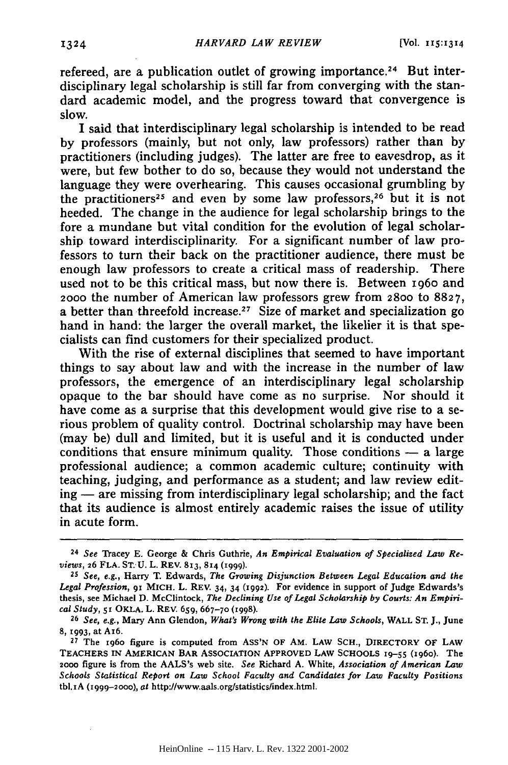refereed, are a publication outlet of growing importance.[24] But interdisciplinary legal scholarship is still far from converging with the standard academic model, and the progress toward that convergence is slow.

I said that interdisciplinary legal scholarship is intended to be read by professors (mainly, but not only, law professors) rather than by practitioners (including judges). The latter are free to eavesdrop, as it were, but few bother to do so, because they would not understand the language they were overhearing. This causes occasional grumbling by the practitioners[25] and even by some law professors,[26] but it is not heeded. The change in the audience for legal scholarship brings to the fore a mundane but vital condition for the evolution of legal scholarship toward interdisciplinarity. For a significant number of law professors to turn their back on the practitioner audience, there must be enough law professors to create a critical mass of readership. There used not to be this critical mass, but now there is. Between 1960 and 2000 the number of American law professors grew from 2800 to 8827, a better than threefold increase.[27] Size of market and specialization go hand in hand: the larger the overall market, the likelier it is that specialists can find customers for their specialized product.

With the rise of external disciplines that seemed to have important things to say about law and with the increase in the number of law professors, the emergence of an interdisciplinary legal scholarship opaque to the bar should have come as no surprise. Nor should it have come as a surprise that this development would give rise to a serious problem of quality control. Doctrinal scholarship may have been (may be) dull and limited, but it is useful and it is conducted under conditions that ensure minimum quality. Those conditions — a large professional audience; a common academic culture; continuity with teaching, judging, and performance as a student; and law review editing — are missing from interdisciplinary legal scholarship; and the fact that its audience is almost entirely academic raises the issue of utility in acute form.

---

[24] *See* Tracey E. George & Chris Guthrie, *An Empirical Evaluation of Specialized Law Reviews*, 26 FLA. ST. U. L. REV. 813, 814 (1999).

[25] *See, e.g.*, Harry T. Edwards, *The Growing Disjunction Between Legal Education and the Legal Profession*, 91 MICH. L. REV. 34, 34 (1992). For evidence in support of Judge Edwards's thesis, see Michael D. McClintock, *The Declining Use of Legal Scholarship by Courts: An Empirical Study*, 51 OKLA. L. REV. 659, 667–70 (1998).

[26] *See, e.g.*, Mary Ann Glendon, *What's Wrong with the Elite Law Schools*, WALL ST. J., June 8, 1993, at A16.

[27] The 1960 figure is computed from ASS'N OF AM. LAW SCH., DIRECTORY OF LAW TEACHERS IN AMERICAN BAR ASSOCIATION APPROVED LAW SCHOOLS 19–55 (1960). The 2000 figure is from the AALS's web site. *See* Richard A. White, *Association of American Law Schools Statistical Report on Law School Faculty and Candidates for Law Faculty Positions* tbl.1A (1999–2000), *at* http://www.aals.org/statistics/index.html.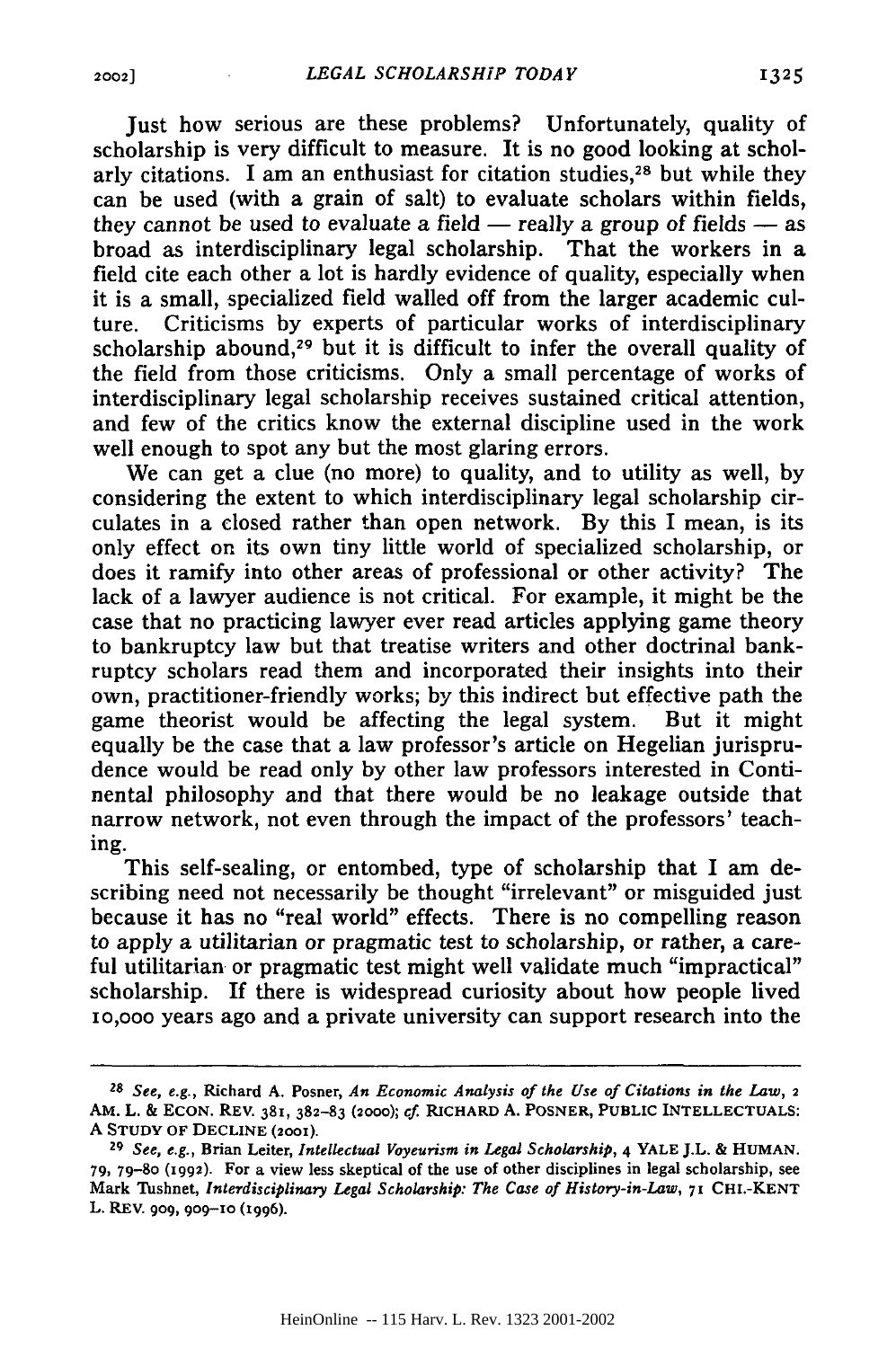Just how serious are these problems? Unfortunately, quality of scholarship is very difficult to measure. It is no good looking at scholarly citations. I am an enthusiast for citation studies,[28] but while they can be used (with a grain of salt) to evaluate scholars within fields, they cannot be used to evaluate a field — really a group of fields — as broad as interdisciplinary legal scholarship. That the workers in a field cite each other a lot is hardly evidence of quality, especially when it is a small, specialized field walled off from the larger academic culture. Criticisms by experts of particular works of interdisciplinary scholarship abound,[29] but it is difficult to infer the overall quality of the field from those criticisms. Only a small percentage of works of interdisciplinary legal scholarship receives sustained critical attention, and few of the critics know the external discipline used in the work well enough to spot any but the most glaring errors.

We can get a clue (no more) to quality, and to utility as well, by considering the extent to which interdisciplinary legal scholarship circulates in a closed rather than open network. By this I mean, is its only effect on its own tiny little world of specialized scholarship, or does it ramify into other areas of professional or other activity? The lack of a lawyer audience is not critical. For example, it might be the case that no practicing lawyer ever read articles applying game theory to bankruptcy law but that treatise writers and other doctrinal bankruptcy scholars read them and incorporated their insights into their own, practitioner-friendly works; by this indirect but effective path the game theorist would be affecting the legal system. But it might equally be the case that a law professor's article on Hegelian jurisprudence would be read only by other law professors interested in Continental philosophy and that there would be no leakage outside that narrow network, not even through the impact of the professors' teaching.

This self-sealing, or entombed, type of scholarship that I am describing need not necessarily be thought "irrelevant" or misguided just because it has no "real world" effects. There is no compelling reason to apply a utilitarian or pragmatic test to scholarship, or rather, a careful utilitarian or pragmatic test might well validate much "impractical" scholarship. If there is widespread curiosity about how people lived 10,000 years ago and a private university can support research into the

---

[28] *See, e.g.*, Richard A. Posner, *An Economic Analysis of the Use of Citations in the Law*, 2 AM. L. & ECON. REV. 381, 382–83 (2000); *cf.* RICHARD A. POSNER, PUBLIC INTELLECTUALS: A STUDY OF DECLINE (2001).

[29] *See, e.g.*, Brian Leiter, *Intellectual Voyeurism in Legal Scholarship*, 4 YALE J.L. & HUMAN. 79, 79–80 (1992). For a view less skeptical of the use of other disciplines in legal scholarship, see Mark Tushnet, *Interdisciplinary Legal Scholarship: The Case of History-in-Law*, 71 CHI.-KENT L. REV. 909, 909–10 (1996).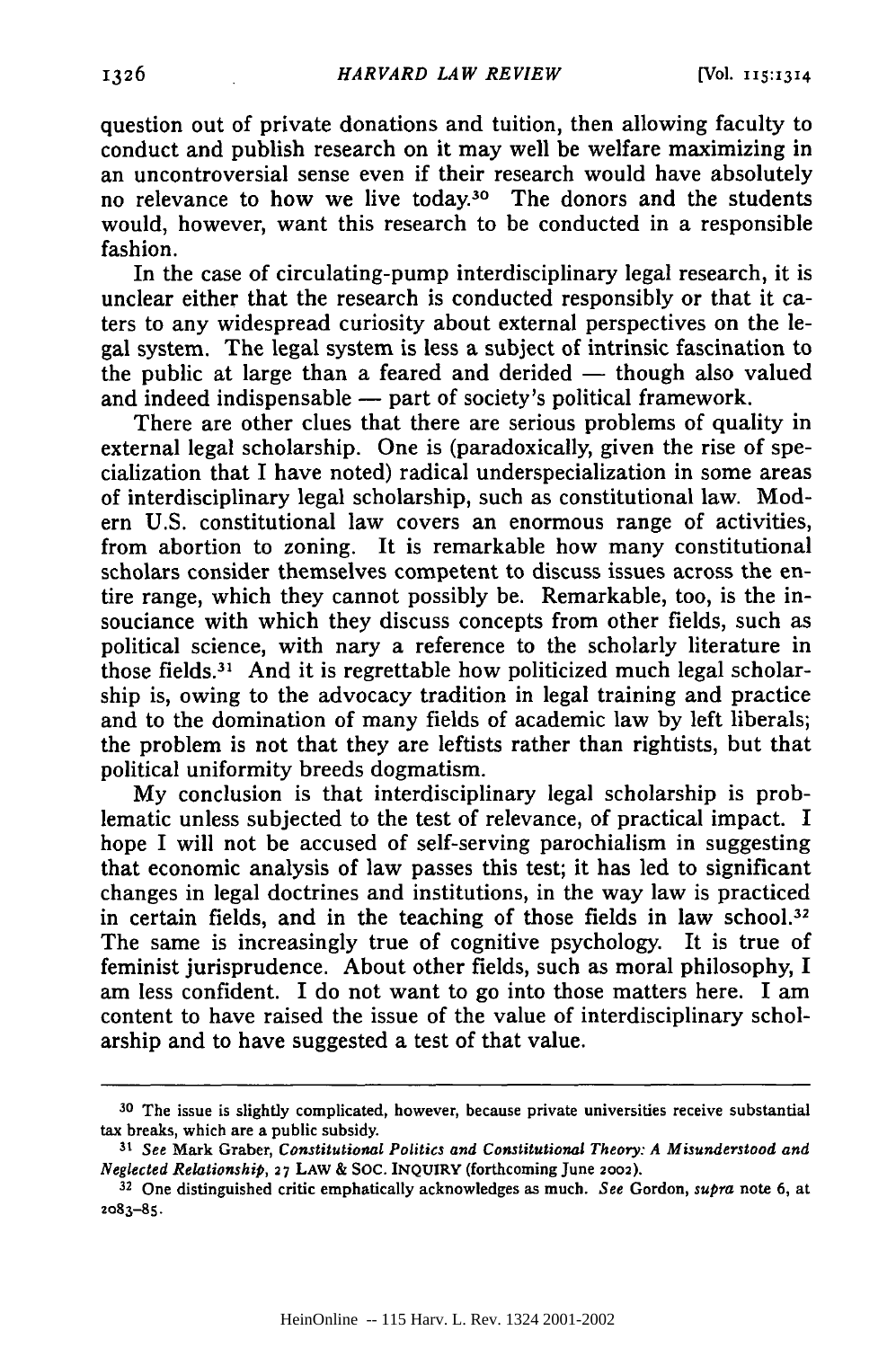question out of private donations and tuition, then allowing faculty to conduct and publish research on it may well be welfare maximizing in an uncontroversial sense even if their research would have absolutely no relevance to how we live today.[30] The donors and the students would, however, want this research to be conducted in a responsible fashion.

In the case of circulating-pump interdisciplinary legal research, it is unclear either that the research is conducted responsibly or that it caters to any widespread curiosity about external perspectives on the legal system. The legal system is less a subject of intrinsic fascination to the public at large than a feared and derided — though also valued and indeed indispensable — part of society's political framework.

There are other clues that there are serious problems of quality in external legal scholarship. One is (paradoxically, given the rise of specialization that I have noted) radical underspecialization in some areas of interdisciplinary legal scholarship, such as constitutional law. Modern U.S. constitutional law covers an enormous range of activities, from abortion to zoning. It is remarkable how many constitutional scholars consider themselves competent to discuss issues across the entire range, which they cannot possibly be. Remarkable, too, is the insouciance with which they discuss concepts from other fields, such as political science, with nary a reference to the scholarly literature in those fields.[31] And it is regrettable how politicized much legal scholarship is, owing to the advocacy tradition in legal training and practice and to the domination of many fields of academic law by left liberals; the problem is not that they are leftists rather than rightists, but that political uniformity breeds dogmatism.

My conclusion is that interdisciplinary legal scholarship is problematic unless subjected to the test of relevance, of practical impact. I hope I will not be accused of self-serving parochialism in suggesting that economic analysis of law passes this test; it has led to significant changes in legal doctrines and institutions, in the way law is practiced in certain fields, and in the teaching of those fields in law school.[32] The same is increasingly true of cognitive psychology. It is true of feminist jurisprudence. About other fields, such as moral philosophy, I am less confident. I do not want to go into those matters here. I am content to have raised the issue of the value of interdisciplinary scholarship and to have suggested a test of that value.

---

[30] The issue is slightly complicated, however, because private universities receive substantial tax breaks, which are a public subsidy.

[31] *See* Mark Graber, *Constitutional Politics and Constitutional Theory: A Misunderstood and Neglected Relationship*, 27 LAW & SOC. INQUIRY (forthcoming June 2002).

[32] One distinguished critic emphatically acknowledges as much. *See* Gordon, *supra* note 6, at 2083–85.